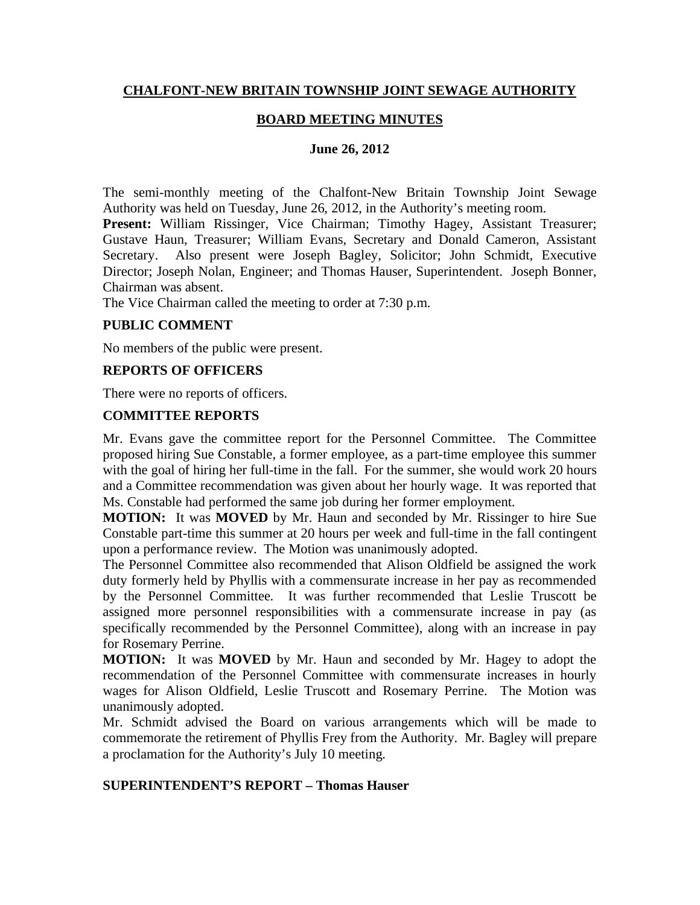# CHALFONT-NEW BRITAIN TOWNSHIP JOINT SEWAGE AUTHORITY

## BOARD MEETING MINUTES

### June 26, 2012

The semi-monthly meeting of the Chalfont-New Britain Township Joint Sewage Authority was held on Tuesday, June 26, 2012, in the Authority's meeting room.

**Present:** William Rissinger, Vice Chairman; Timothy Hagey, Assistant Treasurer; Gustave Haun, Treasurer; William Evans, Secretary and Donald Cameron, Assistant Secretary. Also present were Joseph Bagley, Solicitor; John Schmidt, Executive Director; Joseph Nolan, Engineer; and Thomas Hauser, Superintendent. Joseph Bonner, Chairman was absent.

The Vice Chairman called the meeting to order at 7:30 p.m.

**PUBLIC COMMENT**

No members of the public were present.

**REPORTS OF OFFICERS**

There were no reports of officers.

**COMMITTEE REPORTS**

Mr. Evans gave the committee report for the Personnel Committee. The Committee proposed hiring Sue Constable, a former employee, as a part-time employee this summer with the goal of hiring her full-time in the fall. For the summer, she would work 20 hours and a Committee recommendation was given about her hourly wage. It was reported that Ms. Constable had performed the same job during her former employment.

**MOTION:** It was **MOVED** by Mr. Haun and seconded by Mr. Rissinger to hire Sue Constable part-time this summer at 20 hours per week and full-time in the fall contingent upon a performance review. The Motion was unanimously adopted.

The Personnel Committee also recommended that Alison Oldfield be assigned the work duty formerly held by Phyllis with a commensurate increase in her pay as recommended by the Personnel Committee. It was further recommended that Leslie Truscott be assigned more personnel responsibilities with a commensurate increase in pay (as specifically recommended by the Personnel Committee), along with an increase in pay for Rosemary Perrine.

**MOTION:** It was **MOVED** by Mr. Haun and seconded by Mr. Hagey to adopt the recommendation of the Personnel Committee with commensurate increases in hourly wages for Alison Oldfield, Leslie Truscott and Rosemary Perrine. The Motion was unanimously adopted.

Mr. Schmidt advised the Board on various arrangements which will be made to commemorate the retirement of Phyllis Frey from the Authority. Mr. Bagley will prepare a proclamation for the Authority's July 10 meeting.

**SUPERINTENDENT'S REPORT – Thomas Hauser**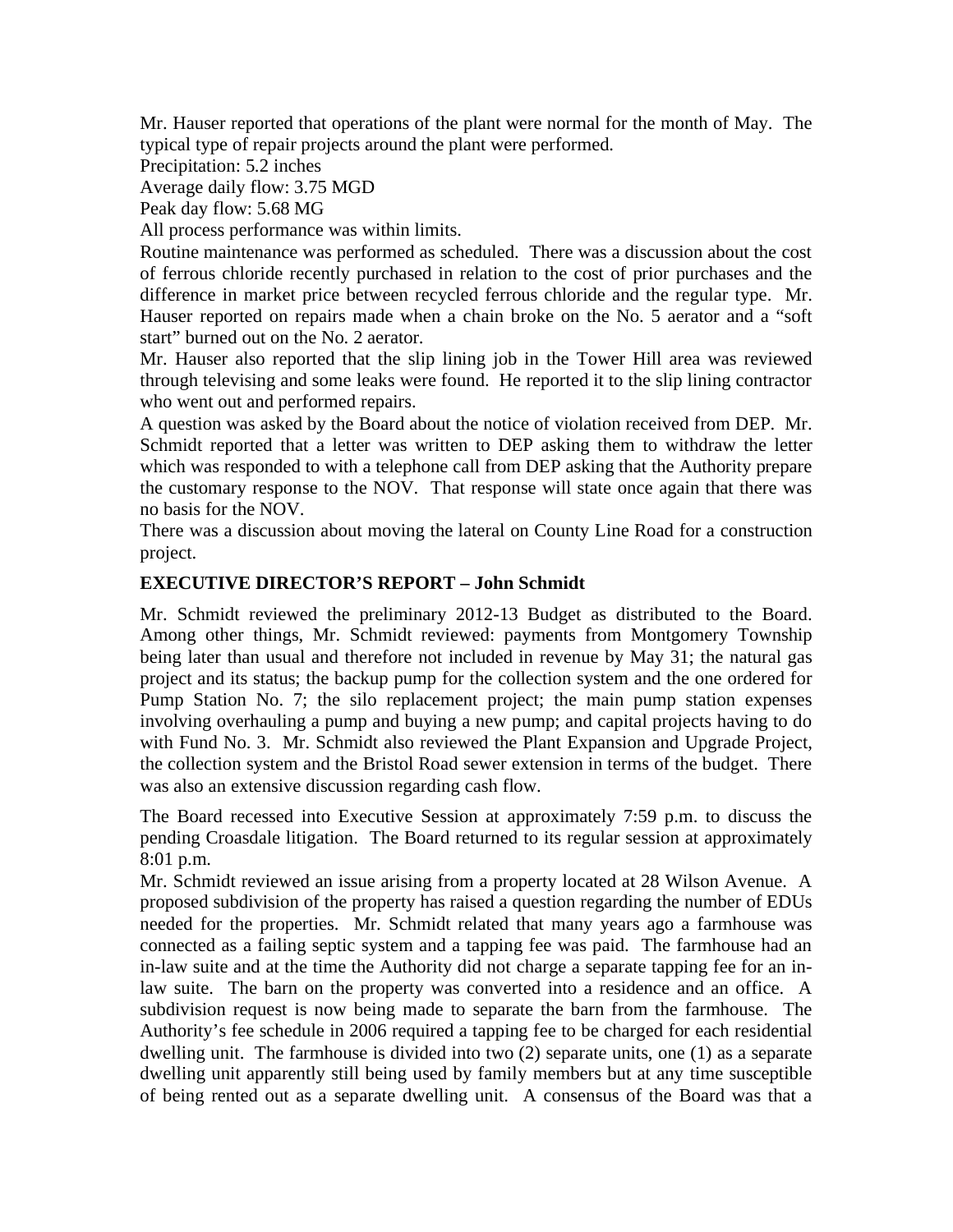Mr. Hauser reported that operations of the plant were normal for the month of May. The typical type of repair projects around the plant were performed.

Precipitation: 5.2 inches

Average daily flow: 3.75 MGD

Peak day flow: 5.68 MG

All process performance was within limits.

Routine maintenance was performed as scheduled. There was a discussion about the cost of ferrous chloride recently purchased in relation to the cost of prior purchases and the difference in market price between recycled ferrous chloride and the regular type. Mr. Hauser reported on repairs made when a chain broke on the No. 5 aerator and a "soft start" burned out on the No. 2 aerator.

Mr. Hauser also reported that the slip lining job in the Tower Hill area was reviewed through televising and some leaks were found. He reported it to the slip lining contractor who went out and performed repairs.

A question was asked by the Board about the notice of violation received from DEP. Mr. Schmidt reported that a letter was written to DEP asking them to withdraw the letter which was responded to with a telephone call from DEP asking that the Authority prepare the customary response to the NOV. That response will state once again that there was no basis for the NOV.

There was a discussion about moving the lateral on County Line Road for a construction project.

**EXECUTIVE DIRECTOR'S REPORT – John Schmidt**

Mr. Schmidt reviewed the preliminary 2012-13 Budget as distributed to the Board. Among other things, Mr. Schmidt reviewed: payments from Montgomery Township being later than usual and therefore not included in revenue by May 31; the natural gas project and its status; the backup pump for the collection system and the one ordered for Pump Station No. 7; the silo replacement project; the main pump station expenses involving overhauling a pump and buying a new pump; and capital projects having to do with Fund No. 3. Mr. Schmidt also reviewed the Plant Expansion and Upgrade Project, the collection system and the Bristol Road sewer extension in terms of the budget. There was also an extensive discussion regarding cash flow.

The Board recessed into Executive Session at approximately 7:59 p.m. to discuss the pending Croasdale litigation. The Board returned to its regular session at approximately 8:01 p.m.

Mr. Schmidt reviewed an issue arising from a property located at 28 Wilson Avenue. A proposed subdivision of the property has raised a question regarding the number of EDUs needed for the properties. Mr. Schmidt related that many years ago a farmhouse was connected as a failing septic system and a tapping fee was paid. The farmhouse had an in-law suite and at the time the Authority did not charge a separate tapping fee for an in-law suite. The barn on the property was converted into a residence and an office. A subdivision request is now being made to separate the barn from the farmhouse. The Authority's fee schedule in 2006 required a tapping fee to be charged for each residential dwelling unit. The farmhouse is divided into two (2) separate units, one (1) as a separate dwelling unit apparently still being used by family members but at any time susceptible of being rented out as a separate dwelling unit. A consensus of the Board was that a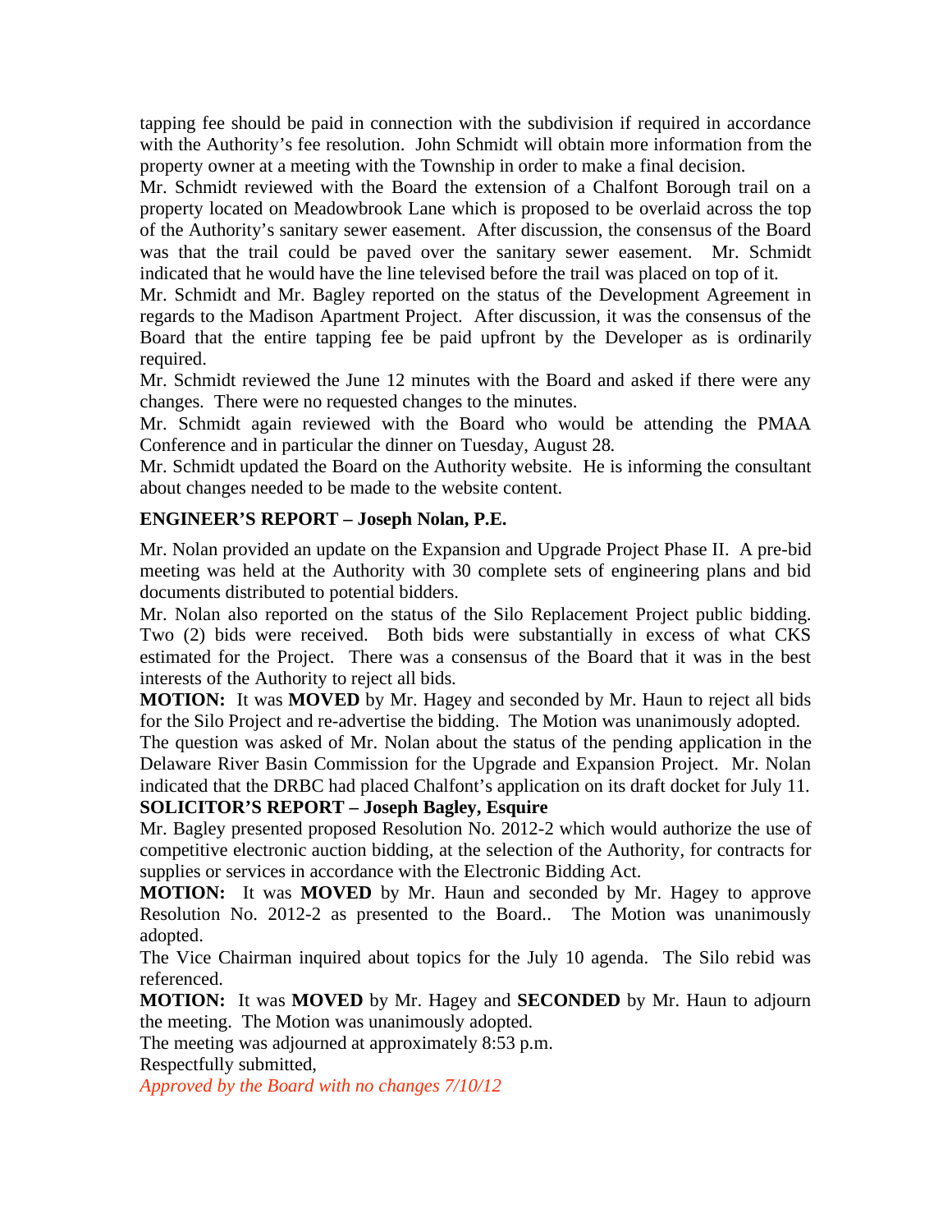tapping fee should be paid in connection with the subdivision if required in accordance with the Authority's fee resolution. John Schmidt will obtain more information from the property owner at a meeting with the Township in order to make a final decision.

Mr. Schmidt reviewed with the Board the extension of a Chalfont Borough trail on a property located on Meadowbrook Lane which is proposed to be overlaid across the top of the Authority's sanitary sewer easement. After discussion, the consensus of the Board was that the trail could be paved over the sanitary sewer easement. Mr. Schmidt indicated that he would have the line televised before the trail was placed on top of it.

Mr. Schmidt and Mr. Bagley reported on the status of the Development Agreement in regards to the Madison Apartment Project. After discussion, it was the consensus of the Board that the entire tapping fee be paid upfront by the Developer as is ordinarily required.

Mr. Schmidt reviewed the June 12 minutes with the Board and asked if there were any changes. There were no requested changes to the minutes.

Mr. Schmidt again reviewed with the Board who would be attending the PMAA Conference and in particular the dinner on Tuesday, August 28.

Mr. Schmidt updated the Board on the Authority website. He is informing the consultant about changes needed to be made to the website content.

**ENGINEER'S REPORT – Joseph Nolan, P.E.**

Mr. Nolan provided an update on the Expansion and Upgrade Project Phase II. A pre-bid meeting was held at the Authority with 30 complete sets of engineering plans and bid documents distributed to potential bidders.

Mr. Nolan also reported on the status of the Silo Replacement Project public bidding. Two (2) bids were received. Both bids were substantially in excess of what CKS estimated for the Project. There was a consensus of the Board that it was in the best interests of the Authority to reject all bids.

**MOTION:** It was **MOVED** by Mr. Hagey and seconded by Mr. Haun to reject all bids for the Silo Project and re-advertise the bidding. The Motion was unanimously adopted.

The question was asked of Mr. Nolan about the status of the pending application in the Delaware River Basin Commission for the Upgrade and Expansion Project. Mr. Nolan indicated that the DRBC had placed Chalfont's application on its draft docket for July 11.

**SOLICITOR'S REPORT – Joseph Bagley, Esquire**

Mr. Bagley presented proposed Resolution No. 2012-2 which would authorize the use of competitive electronic auction bidding, at the selection of the Authority, for contracts for supplies or services in accordance with the Electronic Bidding Act.

**MOTION:** It was **MOVED** by Mr. Haun and seconded by Mr. Hagey to approve Resolution No. 2012-2 as presented to the Board.. The Motion was unanimously adopted.

The Vice Chairman inquired about topics for the July 10 agenda. The Silo rebid was referenced.

**MOTION:** It was **MOVED** by Mr. Hagey and **SECONDED** by Mr. Haun to adjourn the meeting. The Motion was unanimously adopted.

The meeting was adjourned at approximately 8:53 p.m.

Respectfully submitted,

*Approved by the Board with no changes 7/10/12*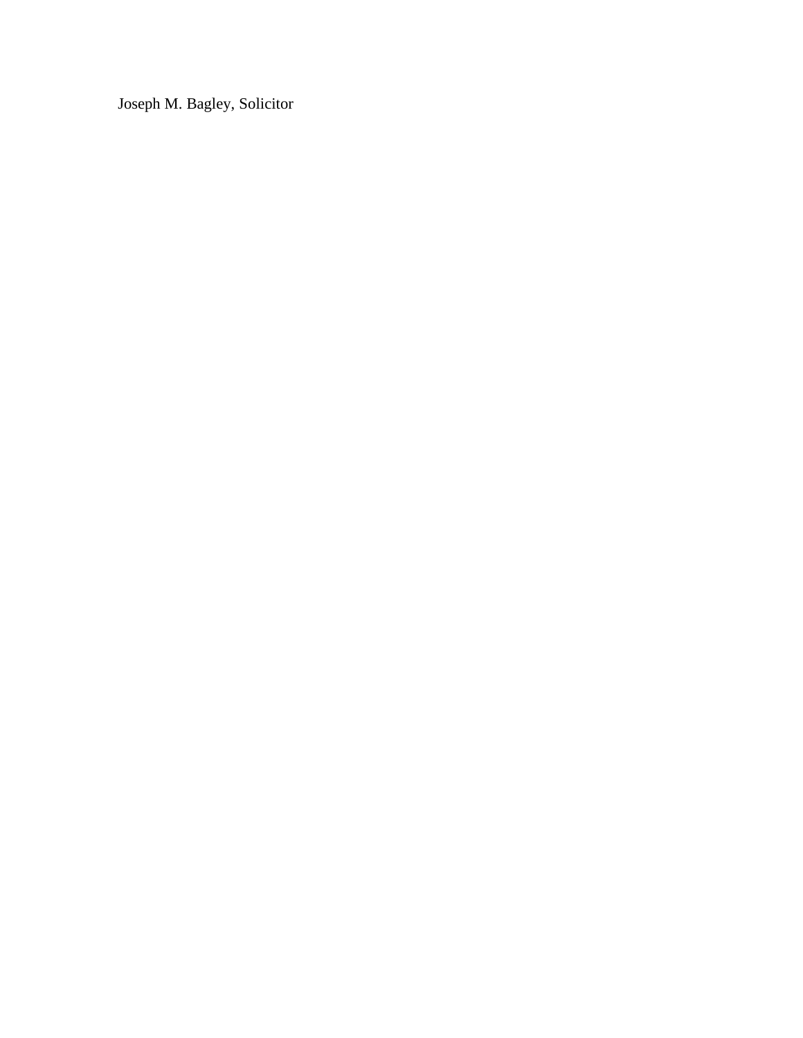Joseph M. Bagley, Solicitor